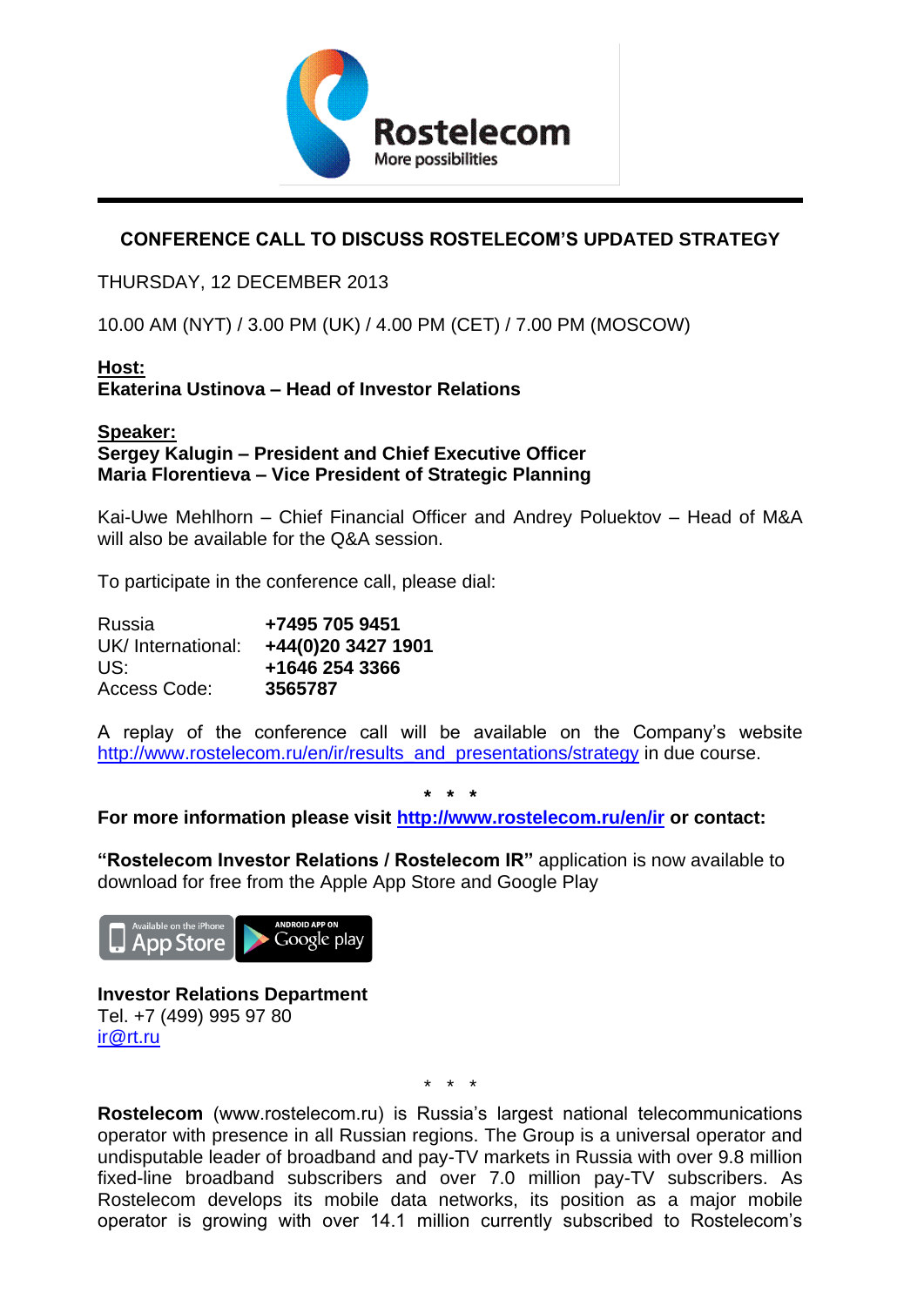## CONFERENCE CALL TO DISCUSS ROSTELECOM'S UPDATED STRATEGY

THURSDAY, 12 DECEMBER 2013

10.00 AM (NYT) / 3.00 PM (UK) / 4.00 PM (CET) / 7.00 PM (MOSCOW)

**Host:**
**Ekaterina Ustinova – Head of Investor Relations**

**Speaker:**
**Sergey Kalugin – President and Chief Executive Officer**
**Maria Florentieva – Vice President of Strategic Planning**

Kai-Uwe Mehlhorn – Chief Financial Officer and Andrey Poluektov – Head of M&A will also be available for the Q&A session.

To participate in the conference call, please dial:

| | |
|---|---|
| Russia | **+7495 705 9451** |
| UK/ International: | **+44(0)20 3427 1901** |
| US: | **+1646 254 3366** |
| Access Code: | **3565787** |

A replay of the conference call will be available on the Company's website http://www.rostelecom.ru/en/ir/results_and_presentations/strategy in due course.

\* \* \*

**For more information please visit http://www.rostelecom.ru/en/ir or contact:**

**"Rostelecom Investor Relations / Rostelecom IR"** application is now available to download for free from the Apple App Store and Google Play

**Investor Relations Department**
Tel. +7 (499) 995 97 80
ir@rt.ru

\* \* \*

**Rostelecom** (www.rostelecom.ru) is Russia's largest national telecommunications operator with presence in all Russian regions. The Group is a universal operator and undisputable leader of broadband and pay-TV markets in Russia with over 9.8 million fixed-line broadband subscribers and over 7.0 million pay-TV subscribers. As Rostelecom develops its mobile data networks, its position as a major mobile operator is growing with over 14.1 million currently subscribed to Rostelecom's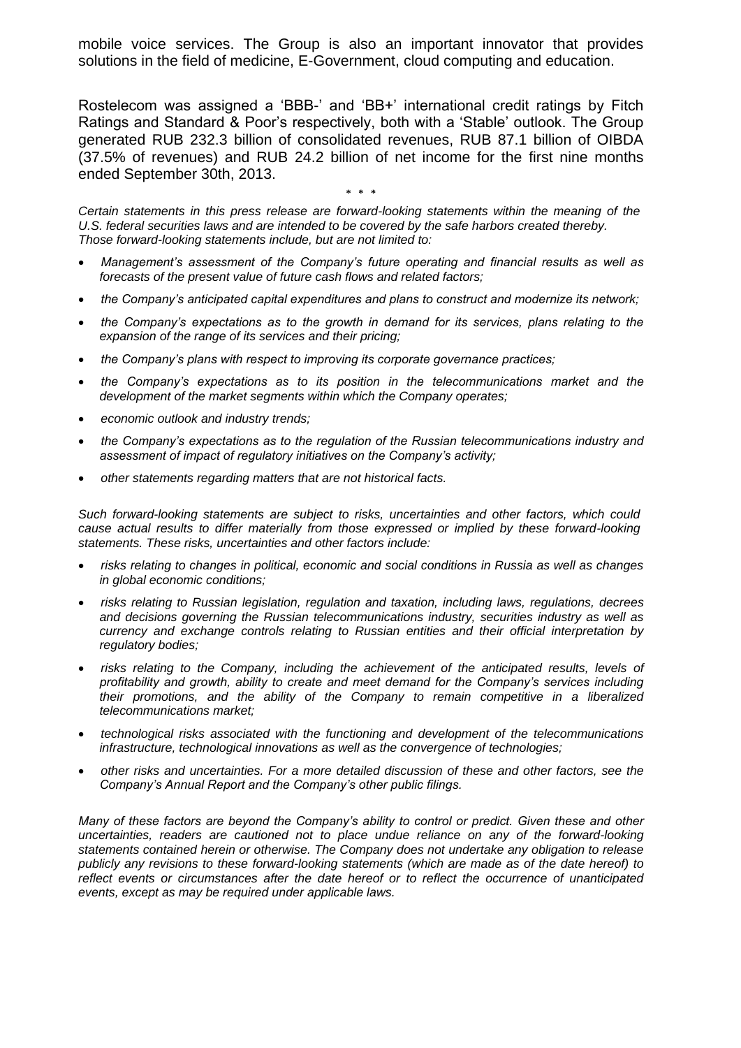mobile voice services. The Group is also an important innovator that provides solutions in the field of medicine, E-Government, cloud computing and education.

Rostelecom was assigned a 'BBB-' and 'BB+' international credit ratings by Fitch Ratings and Standard & Poor's respectively, both with a 'Stable' outlook. The Group generated RUB 232.3 billion of consolidated revenues, RUB 87.1 billion of OIBDA (37.5% of revenues) and RUB 24.2 billion of net income for the first nine months ended September 30th, 2013.

\* \* \*

*Certain statements in this press release are forward-looking statements within the meaning of the U.S. federal securities laws and are intended to be covered by the safe harbors created thereby. Those forward-looking statements include, but are not limited to:*

- *Management's assessment of the Company's future operating and financial results as well as forecasts of the present value of future cash flows and related factors;*
- *the Company's anticipated capital expenditures and plans to construct and modernize its network;*
- *the Company's expectations as to the growth in demand for its services, plans relating to the expansion of the range of its services and their pricing;*
- *the Company's plans with respect to improving its corporate governance practices;*
- *the Company's expectations as to its position in the telecommunications market and the development of the market segments within which the Company operates;*
- *economic outlook and industry trends;*
- *the Company's expectations as to the regulation of the Russian telecommunications industry and assessment of impact of regulatory initiatives on the Company's activity;*
- *other statements regarding matters that are not historical facts.*

*Such forward-looking statements are subject to risks, uncertainties and other factors, which could cause actual results to differ materially from those expressed or implied by these forward-looking statements. These risks, uncertainties and other factors include:*

- *risks relating to changes in political, economic and social conditions in Russia as well as changes in global economic conditions;*
- *risks relating to Russian legislation, regulation and taxation, including laws, regulations, decrees and decisions governing the Russian telecommunications industry, securities industry as well as currency and exchange controls relating to Russian entities and their official interpretation by regulatory bodies;*
- *risks relating to the Company, including the achievement of the anticipated results, levels of profitability and growth, ability to create and meet demand for the Company's services including their promotions, and the ability of the Company to remain competitive in a liberalized telecommunications market;*
- *technological risks associated with the functioning and development of the telecommunications infrastructure, technological innovations as well as the convergence of technologies;*
- *other risks and uncertainties. For a more detailed discussion of these and other factors, see the Company's Annual Report and the Company's other public filings.*

*Many of these factors are beyond the Company's ability to control or predict. Given these and other uncertainties, readers are cautioned not to place undue reliance on any of the forward-looking statements contained herein or otherwise. The Company does not undertake any obligation to release publicly any revisions to these forward-looking statements (which are made as of the date hereof) to reflect events or circumstances after the date hereof or to reflect the occurrence of unanticipated events, except as may be required under applicable laws.*